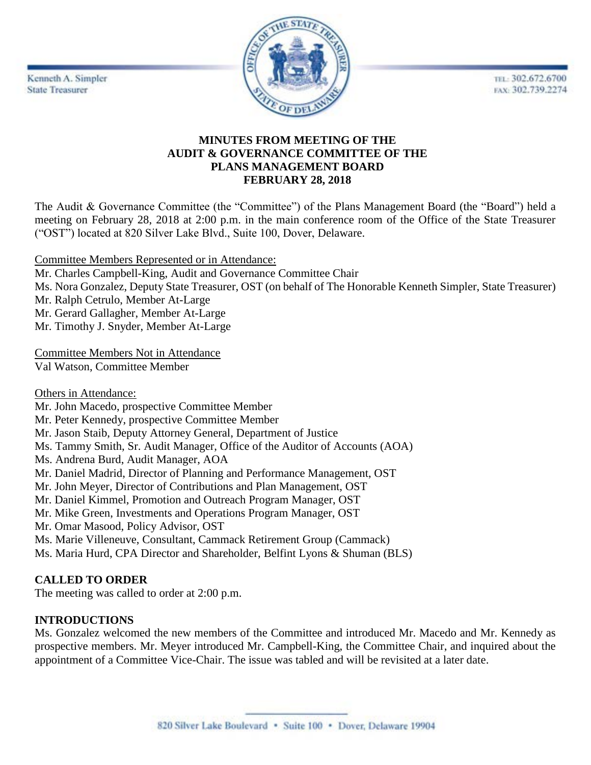Kenneth A. Simpler
State Treasurer

TEL: 302.672.6700
FAX: 302.739.2274

# MINUTES FROM MEETING OF THE AUDIT & GOVERNANCE COMMITTEE OF THE PLANS MANAGEMENT BOARD FEBRUARY 28, 2018

The Audit & Governance Committee (the "Committee") of the Plans Management Board (the "Board") held a meeting on February 28, 2018 at 2:00 p.m. in the main conference room of the Office of the State Treasurer ("OST") located at 820 Silver Lake Blvd., Suite 100, Dover, Delaware.

Committee Members Represented or in Attendance:
Mr. Charles Campbell-King, Audit and Governance Committee Chair
Ms. Nora Gonzalez, Deputy State Treasurer, OST (on behalf of The Honorable Kenneth Simpler, State Treasurer)
Mr. Ralph Cetrulo, Member At-Large
Mr. Gerard Gallagher, Member At-Large
Mr. Timothy J. Snyder, Member At-Large

Committee Members Not in Attendance
Val Watson, Committee Member

Others in Attendance:
Mr. John Macedo, prospective Committee Member
Mr. Peter Kennedy, prospective Committee Member
Mr. Jason Staib, Deputy Attorney General, Department of Justice
Ms. Tammy Smith, Sr. Audit Manager, Office of the Auditor of Accounts (AOA)
Ms. Andrena Burd, Audit Manager, AOA
Mr. Daniel Madrid, Director of Planning and Performance Management, OST
Mr. John Meyer, Director of Contributions and Plan Management, OST
Mr. Daniel Kimmel, Promotion and Outreach Program Manager, OST
Mr. Mike Green, Investments and Operations Program Manager, OST
Mr. Omar Masood, Policy Advisor, OST
Ms. Marie Villeneuve, Consultant, Cammack Retirement Group (Cammack)
Ms. Maria Hurd, CPA Director and Shareholder, Belfint Lyons & Shuman (BLS)

## CALLED TO ORDER

The meeting was called to order at 2:00 p.m.

## INTRODUCTIONS

Ms. Gonzalez welcomed the new members of the Committee and introduced Mr. Macedo and Mr. Kennedy as prospective members. Mr. Meyer introduced Mr. Campbell-King, the Committee Chair, and inquired about the appointment of a Committee Vice-Chair. The issue was tabled and will be revisited at a later date.

820 Silver Lake Boulevard • Suite 100 • Dover, Delaware 19904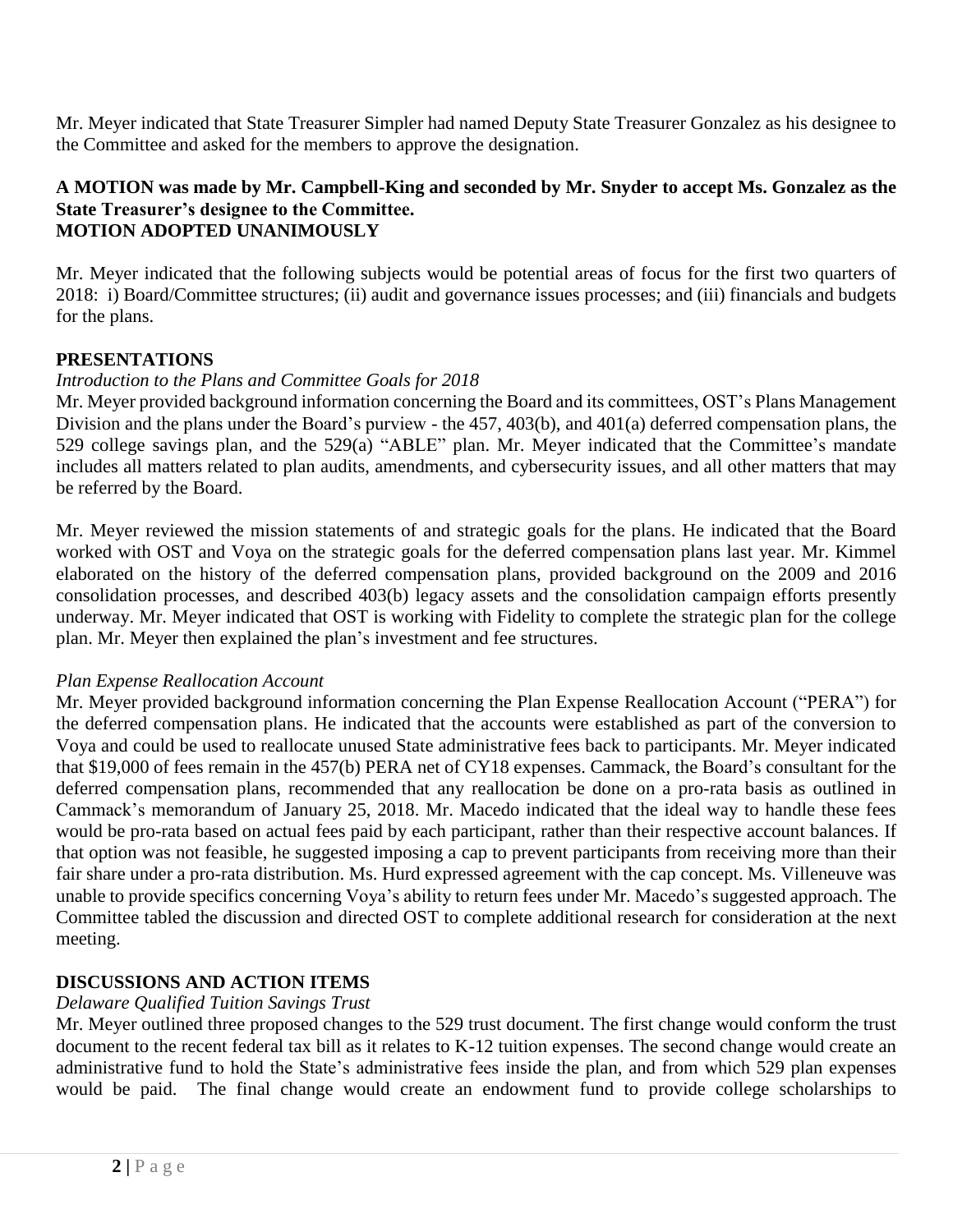Mr. Meyer indicated that State Treasurer Simpler had named Deputy State Treasurer Gonzalez as his designee to the Committee and asked for the members to approve the designation.

**A MOTION was made by Mr. Campbell-King and seconded by Mr. Snyder to accept Ms. Gonzalez as the State Treasurer's designee to the Committee.**
**MOTION ADOPTED UNANIMOUSLY**

Mr. Meyer indicated that the following subjects would be potential areas of focus for the first two quarters of 2018: i) Board/Committee structures; (ii) audit and governance issues processes; and (iii) financials and budgets for the plans.

**PRESENTATIONS**

*Introduction to the Plans and Committee Goals for 2018*

Mr. Meyer provided background information concerning the Board and its committees, OST's Plans Management Division and the plans under the Board's purview - the 457, 403(b), and 401(a) deferred compensation plans, the 529 college savings plan, and the 529(a) "ABLE" plan. Mr. Meyer indicated that the Committee's mandate includes all matters related to plan audits, amendments, and cybersecurity issues, and all other matters that may be referred by the Board.

Mr. Meyer reviewed the mission statements of and strategic goals for the plans. He indicated that the Board worked with OST and Voya on the strategic goals for the deferred compensation plans last year. Mr. Kimmel elaborated on the history of the deferred compensation plans, provided background on the 2009 and 2016 consolidation processes, and described 403(b) legacy assets and the consolidation campaign efforts presently underway. Mr. Meyer indicated that OST is working with Fidelity to complete the strategic plan for the college plan. Mr. Meyer then explained the plan's investment and fee structures.

*Plan Expense Reallocation Account*

Mr. Meyer provided background information concerning the Plan Expense Reallocation Account ("PERA") for the deferred compensation plans. He indicated that the accounts were established as part of the conversion to Voya and could be used to reallocate unused State administrative fees back to participants. Mr. Meyer indicated that $19,000 of fees remain in the 457(b) PERA net of CY18 expenses. Cammack, the Board's consultant for the deferred compensation plans, recommended that any reallocation be done on a pro-rata basis as outlined in Cammack's memorandum of January 25, 2018. Mr. Macedo indicated that the ideal way to handle these fees would be pro-rata based on actual fees paid by each participant, rather than their respective account balances. If that option was not feasible, he suggested imposing a cap to prevent participants from receiving more than their fair share under a pro-rata distribution. Ms. Hurd expressed agreement with the cap concept. Ms. Villeneuve was unable to provide specifics concerning Voya's ability to return fees under Mr. Macedo's suggested approach. The Committee tabled the discussion and directed OST to complete additional research for consideration at the next meeting.

**DISCUSSIONS AND ACTION ITEMS**

*Delaware Qualified Tuition Savings Trust*

Mr. Meyer outlined three proposed changes to the 529 trust document. The first change would conform the trust document to the recent federal tax bill as it relates to K-12 tuition expenses. The second change would create an administrative fund to hold the State's administrative fees inside the plan, and from which 529 plan expenses would be paid. The final change would create an endowment fund to provide college scholarships to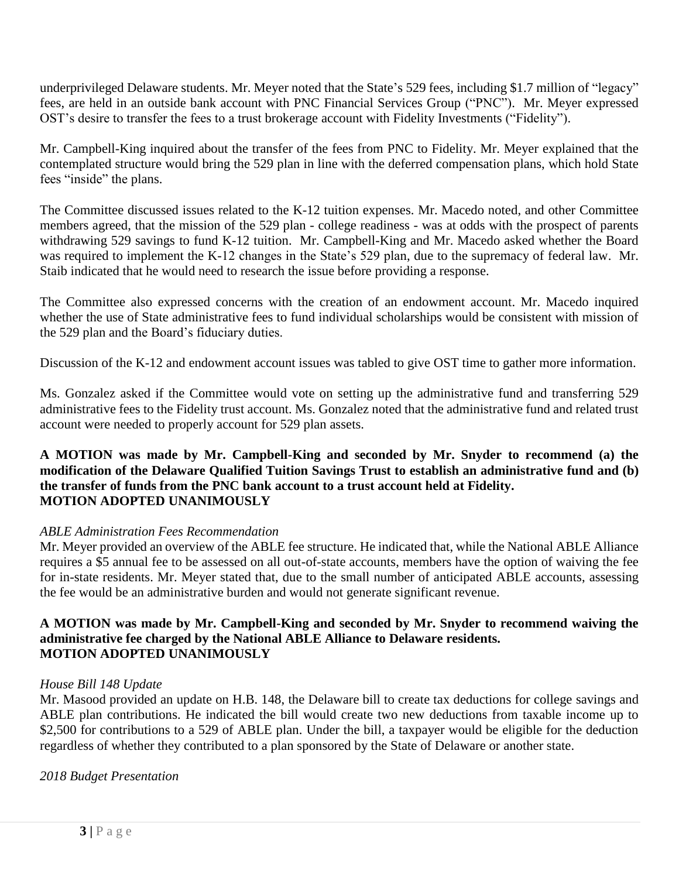underprivileged Delaware students. Mr. Meyer noted that the State's 529 fees, including $1.7 million of "legacy" fees, are held in an outside bank account with PNC Financial Services Group ("PNC"). Mr. Meyer expressed OST's desire to transfer the fees to a trust brokerage account with Fidelity Investments ("Fidelity").

Mr. Campbell-King inquired about the transfer of the fees from PNC to Fidelity. Mr. Meyer explained that the contemplated structure would bring the 529 plan in line with the deferred compensation plans, which hold State fees "inside" the plans.

The Committee discussed issues related to the K-12 tuition expenses. Mr. Macedo noted, and other Committee members agreed, that the mission of the 529 plan - college readiness - was at odds with the prospect of parents withdrawing 529 savings to fund K-12 tuition. Mr. Campbell-King and Mr. Macedo asked whether the Board was required to implement the K-12 changes in the State's 529 plan, due to the supremacy of federal law. Mr. Staib indicated that he would need to research the issue before providing a response.

The Committee also expressed concerns with the creation of an endowment account. Mr. Macedo inquired whether the use of State administrative fees to fund individual scholarships would be consistent with mission of the 529 plan and the Board's fiduciary duties.

Discussion of the K-12 and endowment account issues was tabled to give OST time to gather more information.

Ms. Gonzalez asked if the Committee would vote on setting up the administrative fund and transferring 529 administrative fees to the Fidelity trust account. Ms. Gonzalez noted that the administrative fund and related trust account were needed to properly account for 529 plan assets.

**A MOTION was made by Mr. Campbell-King and seconded by Mr. Snyder to recommend (a) the modification of the Delaware Qualified Tuition Savings Trust to establish an administrative fund and (b) the transfer of funds from the PNC bank account to a trust account held at Fidelity.**
**MOTION ADOPTED UNANIMOUSLY**

*ABLE Administration Fees Recommendation*

Mr. Meyer provided an overview of the ABLE fee structure. He indicated that, while the National ABLE Alliance requires a $5 annual fee to be assessed on all out-of-state accounts, members have the option of waiving the fee for in-state residents. Mr. Meyer stated that, due to the small number of anticipated ABLE accounts, assessing the fee would be an administrative burden and would not generate significant revenue.

**A MOTION was made by Mr. Campbell-King and seconded by Mr. Snyder to recommend waiving the administrative fee charged by the National ABLE Alliance to Delaware residents.**
**MOTION ADOPTED UNANIMOUSLY**

*House Bill 148 Update*

Mr. Masood provided an update on H.B. 148, the Delaware bill to create tax deductions for college savings and ABLE plan contributions. He indicated the bill would create two new deductions from taxable income up to $2,500 for contributions to a 529 of ABLE plan. Under the bill, a taxpayer would be eligible for the deduction regardless of whether they contributed to a plan sponsored by the State of Delaware or another state.

*2018 Budget Presentation*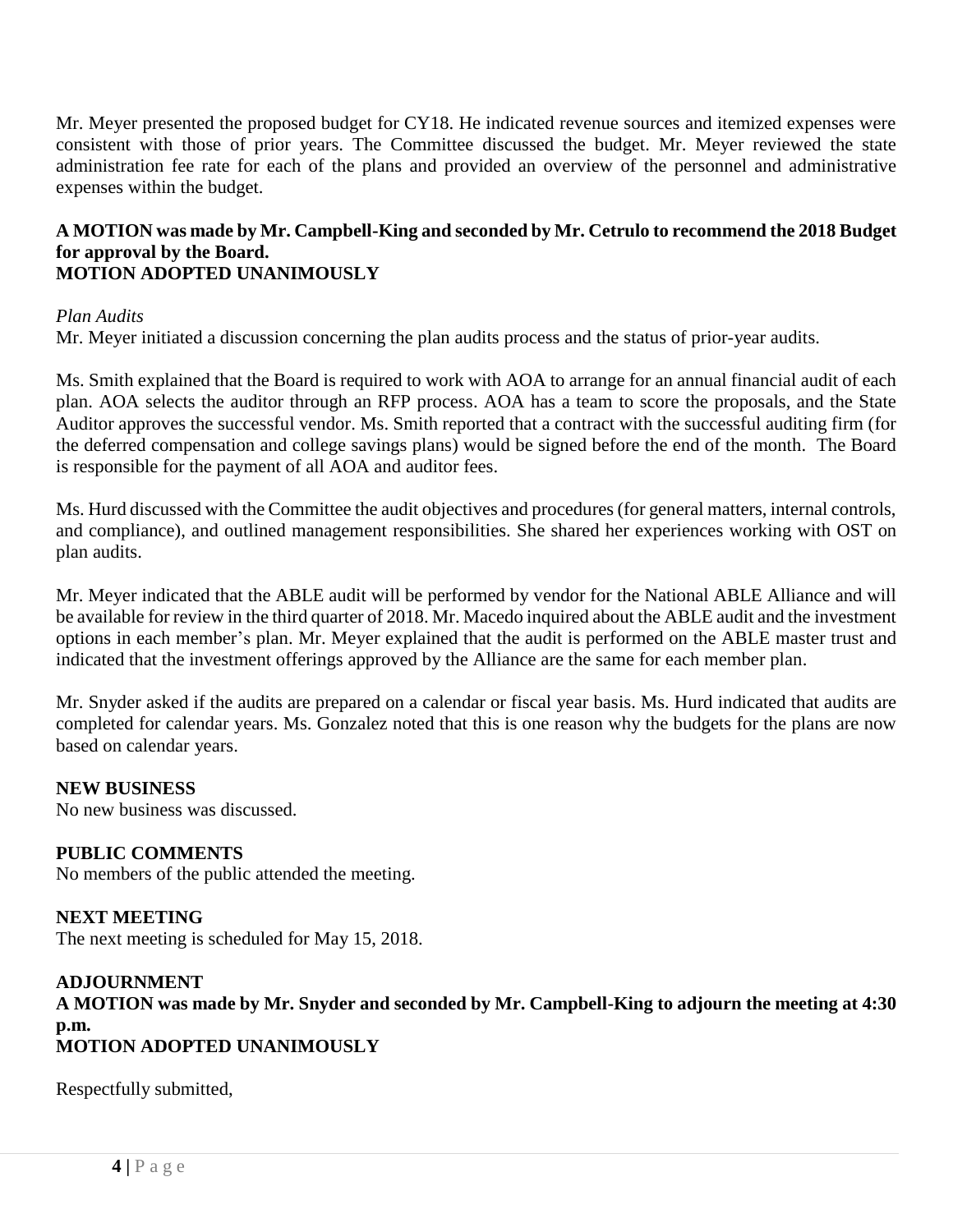Mr. Meyer presented the proposed budget for CY18. He indicated revenue sources and itemized expenses were consistent with those of prior years. The Committee discussed the budget. Mr. Meyer reviewed the state administration fee rate for each of the plans and provided an overview of the personnel and administrative expenses within the budget.

**A MOTION was made by Mr. Campbell-King and seconded by Mr. Cetrulo to recommend the 2018 Budget for approval by the Board.**
**MOTION ADOPTED UNANIMOUSLY**

*Plan Audits*
Mr. Meyer initiated a discussion concerning the plan audits process and the status of prior-year audits.

Ms. Smith explained that the Board is required to work with AOA to arrange for an annual financial audit of each plan. AOA selects the auditor through an RFP process. AOA has a team to score the proposals, and the State Auditor approves the successful vendor. Ms. Smith reported that a contract with the successful auditing firm (for the deferred compensation and college savings plans) would be signed before the end of the month. The Board is responsible for the payment of all AOA and auditor fees.

Ms. Hurd discussed with the Committee the audit objectives and procedures (for general matters, internal controls, and compliance), and outlined management responsibilities. She shared her experiences working with OST on plan audits.

Mr. Meyer indicated that the ABLE audit will be performed by vendor for the National ABLE Alliance and will be available for review in the third quarter of 2018. Mr. Macedo inquired about the ABLE audit and the investment options in each member's plan. Mr. Meyer explained that the audit is performed on the ABLE master trust and indicated that the investment offerings approved by the Alliance are the same for each member plan.

Mr. Snyder asked if the audits are prepared on a calendar or fiscal year basis. Ms. Hurd indicated that audits are completed for calendar years. Ms. Gonzalez noted that this is one reason why the budgets for the plans are now based on calendar years.

**NEW BUSINESS**
No new business was discussed.

**PUBLIC COMMENTS**
No members of the public attended the meeting.

**NEXT MEETING**
The next meeting is scheduled for May 15, 2018.

**ADJOURNMENT**
**A MOTION was made by Mr. Snyder and seconded by Mr. Campbell-King to adjourn the meeting at 4:30 p.m.**
**MOTION ADOPTED UNANIMOUSLY**

Respectfully submitted,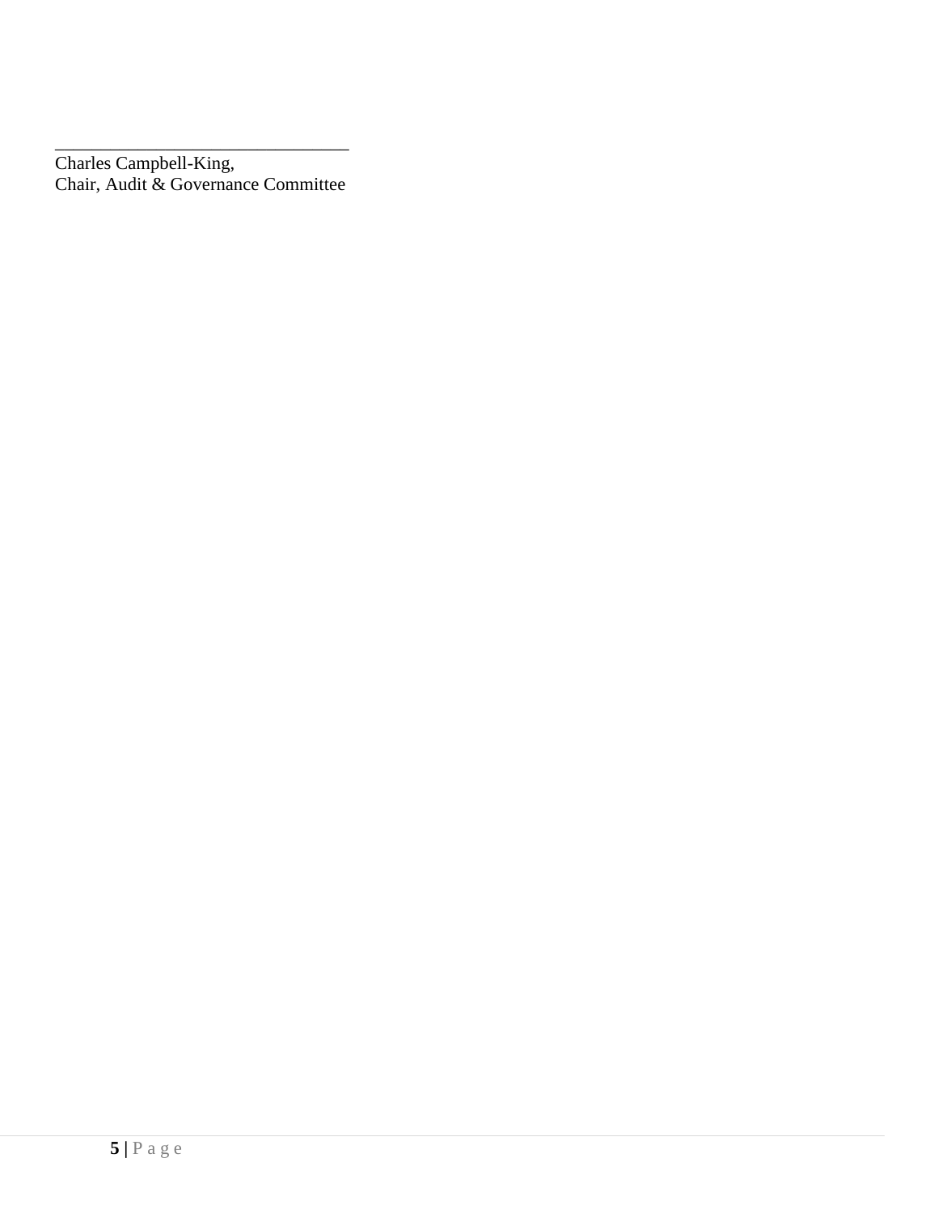_________________________________

Charles Campbell-King,
Chair, Audit & Governance Committee